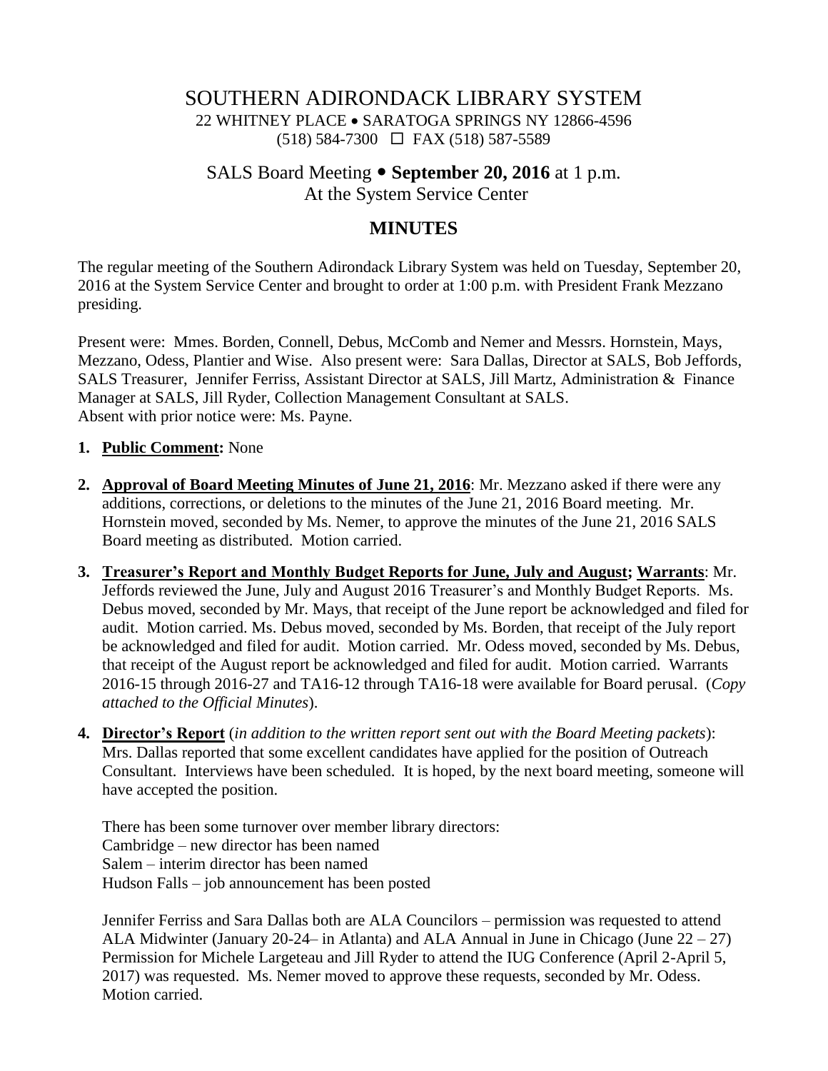# SOUTHERN ADIRONDACK LIBRARY SYSTEM

22 WHITNEY PLACE • SARATOGA SPRINGS NY 12866-4596
(518) 584-7300 ☐ FAX (518) 587-5589

## SALS Board Meeting • **September 20, 2016** at 1 p.m.
At the System Service Center

## MINUTES

The regular meeting of the Southern Adirondack Library System was held on Tuesday, September 20, 2016 at the System Service Center and brought to order at 1:00 p.m. with President Frank Mezzano presiding.

Present were: Mmes. Borden, Connell, Debus, McComb and Nemer and Messrs. Hornstein, Mays, Mezzano, Odess, Plantier and Wise. Also present were: Sara Dallas, Director at SALS, Bob Jeffords, SALS Treasurer, Jennifer Ferriss, Assistant Director at SALS, Jill Martz, Administration & Finance Manager at SALS, Jill Ryder, Collection Management Consultant at SALS.
Absent with prior notice were: Ms. Payne.

1. **Public Comment:** None

2. **Approval of Board Meeting Minutes of June 21, 2016**: Mr. Mezzano asked if there were any additions, corrections, or deletions to the minutes of the June 21, 2016 Board meeting. Mr. Hornstein moved, seconded by Ms. Nemer, to approve the minutes of the June 21, 2016 SALS Board meeting as distributed. Motion carried.

3. **Treasurer's Report and Monthly Budget Reports for June, July and August; Warrants**: Mr. Jeffords reviewed the June, July and August 2016 Treasurer's and Monthly Budget Reports. Ms. Debus moved, seconded by Mr. Mays, that receipt of the June report be acknowledged and filed for audit. Motion carried. Ms. Debus moved, seconded by Ms. Borden, that receipt of the July report be acknowledged and filed for audit. Motion carried. Mr. Odess moved, seconded by Ms. Debus, that receipt of the August report be acknowledged and filed for audit. Motion carried. Warrants 2016-15 through 2016-27 and TA16-12 through TA16-18 were available for Board perusal. (*Copy attached to the Official Minutes*).

4. **Director's Report** (*in addition to the written report sent out with the Board Meeting packets*): Mrs. Dallas reported that some excellent candidates have applied for the position of Outreach Consultant. Interviews have been scheduled. It is hoped, by the next board meeting, someone will have accepted the position.

   There has been some turnover over member library directors:
   Cambridge – new director has been named
   Salem – interim director has been named
   Hudson Falls – job announcement has been posted

   Jennifer Ferriss and Sara Dallas both are ALA Councilors – permission was requested to attend ALA Midwinter (January 20-24– in Atlanta) and ALA Annual in June in Chicago (June 22 – 27) Permission for Michele Largeteau and Jill Ryder to attend the IUG Conference (April 2-April 5, 2017) was requested. Ms. Nemer moved to approve these requests, seconded by Mr. Odess. Motion carried.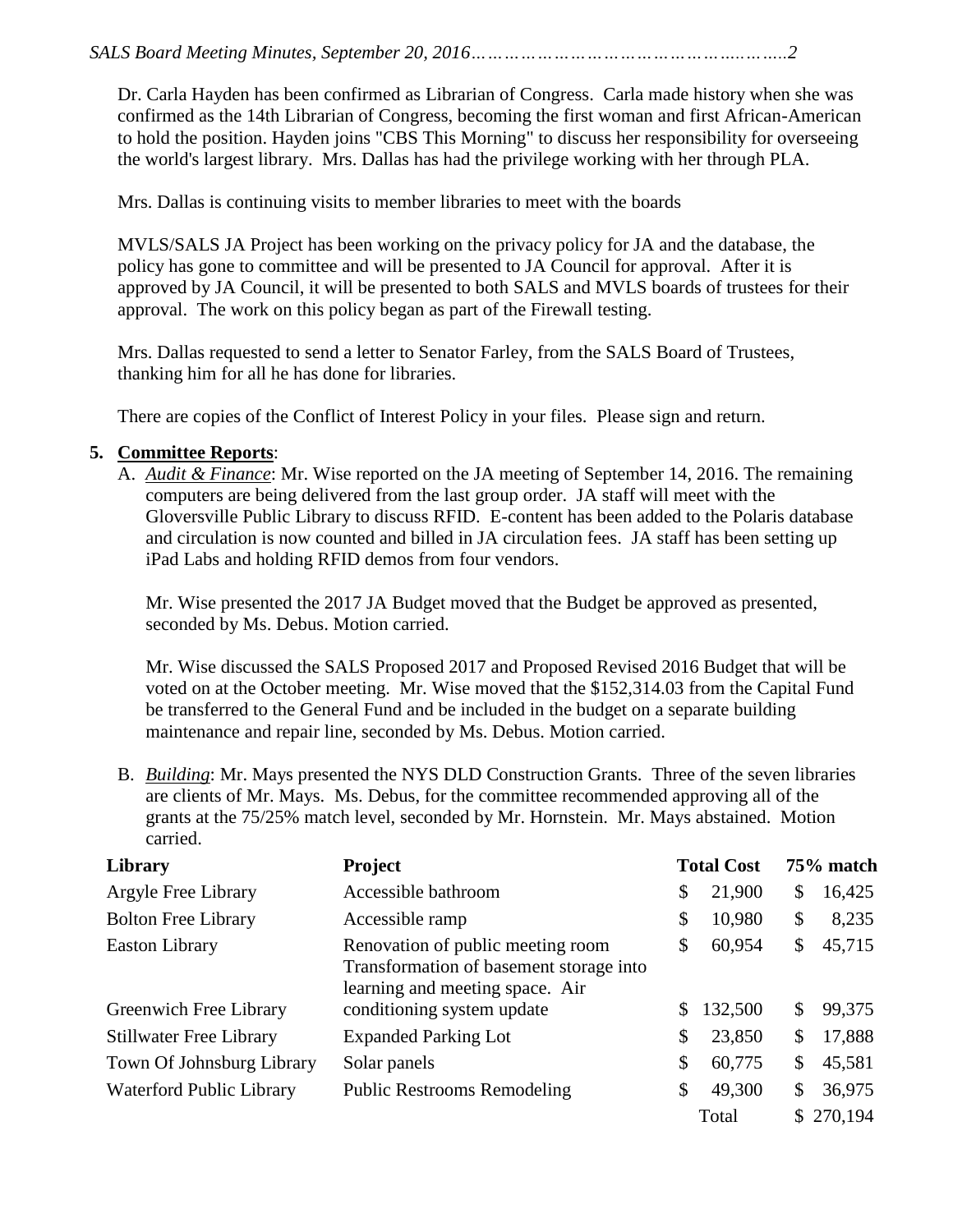Dr. Carla Hayden has been confirmed as Librarian of Congress. Carla made history when she was confirmed as the 14th Librarian of Congress, becoming the first woman and first African-American to hold the position. Hayden joins "CBS This Morning" to discuss her responsibility for overseeing the world's largest library. Mrs. Dallas has had the privilege working with her through PLA.

Mrs. Dallas is continuing visits to member libraries to meet with the boards

MVLS/SALS JA Project has been working on the privacy policy for JA and the database, the policy has gone to committee and will be presented to JA Council for approval. After it is approved by JA Council, it will be presented to both SALS and MVLS boards of trustees for their approval. The work on this policy began as part of the Firewall testing.

Mrs. Dallas requested to send a letter to Senator Farley, from the SALS Board of Trustees, thanking him for all he has done for libraries.

There are copies of the Conflict of Interest Policy in your files. Please sign and return.

5. **Committee Reports**:

A. *Audit & Finance*: Mr. Wise reported on the JA meeting of September 14, 2016. The remaining computers are being delivered from the last group order. JA staff will meet with the Gloversville Public Library to discuss RFID. E-content has been added to the Polaris database and circulation is now counted and billed in JA circulation fees. JA staff has been setting up iPad Labs and holding RFID demos from four vendors.

Mr. Wise presented the 2017 JA Budget moved that the Budget be approved as presented, seconded by Ms. Debus. Motion carried.

Mr. Wise discussed the SALS Proposed 2017 and Proposed Revised 2016 Budget that will be voted on at the October meeting. Mr. Wise moved that the $152,314.03 from the Capital Fund be transferred to the General Fund and be included in the budget on a separate building maintenance and repair line, seconded by Ms. Debus. Motion carried.

B. *Building*: Mr. Mays presented the NYS DLD Construction Grants. Three of the seven libraries are clients of Mr. Mays. Ms. Debus, for the committee recommended approving all of the grants at the 75/25% match level, seconded by Mr. Hornstein. Mr. Mays abstained. Motion carried.

| Library | Project | Total Cost | 75% match |
|---|---|---|---|
| Argyle Free Library | Accessible bathroom | $ 21,900 | $ 16,425 |
| Bolton Free Library | Accessible ramp | $ 10,980 | $ 8,235 |
| Easton Library | Renovation of public meeting room | $ 60,954 | $ 45,715 |
| Greenwich Free Library | Transformation of basement storage into learning and meeting space. Air conditioning system update | $ 132,500 | $ 99,375 |
| Stillwater Free Library | Expanded Parking Lot | $ 23,850 | $ 17,888 |
| Town Of Johnsburg Library | Solar panels | $ 60,775 | $ 45,581 |
| Waterford Public Library | Public Restrooms Remodeling | $ 49,300 | $ 36,975 |
| | | Total | $ 270,194 |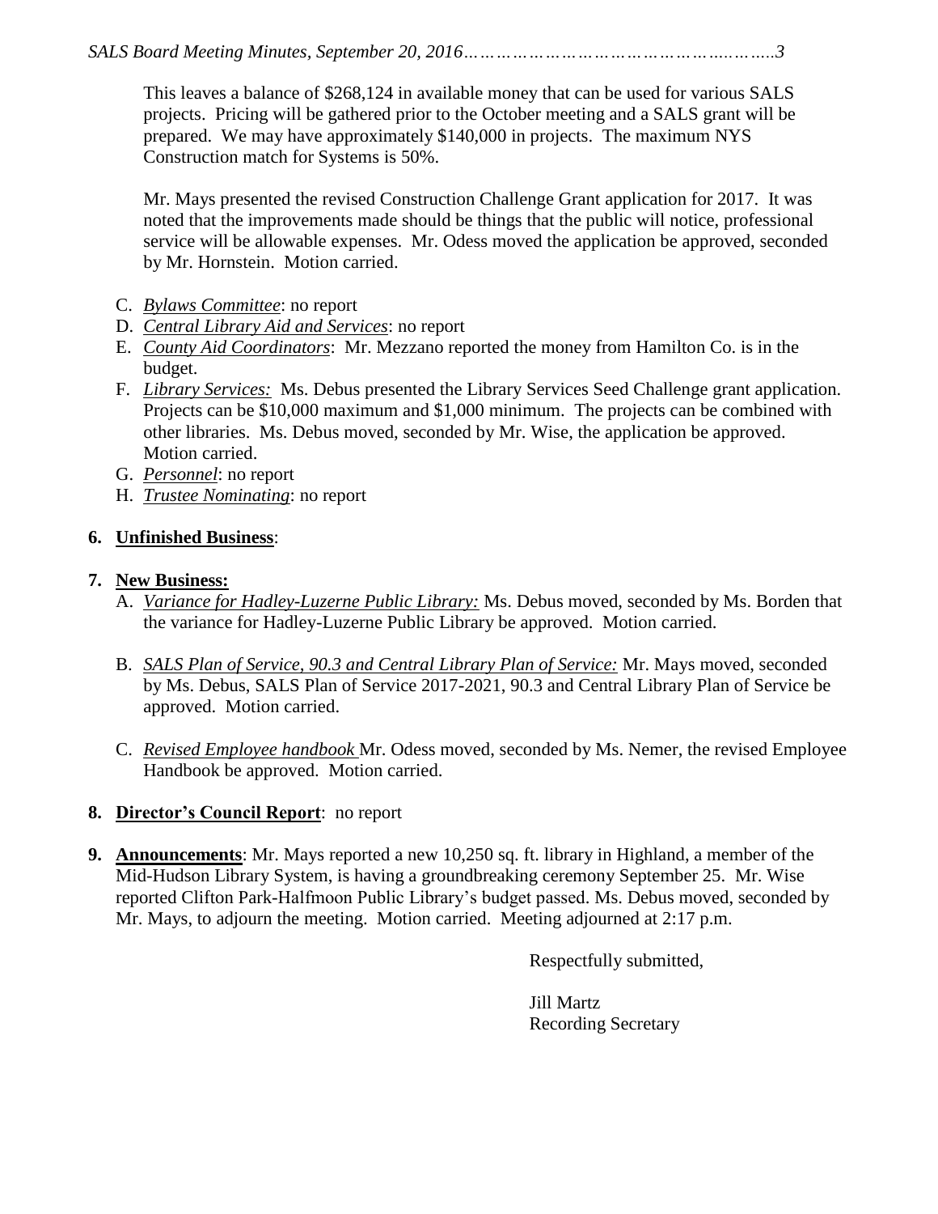This leaves a balance of $268,124 in available money that can be used for various SALS projects. Pricing will be gathered prior to the October meeting and a SALS grant will be prepared. We may have approximately $140,000 in projects. The maximum NYS Construction match for Systems is 50%.

Mr. Mays presented the revised Construction Challenge Grant application for 2017. It was noted that the improvements made should be things that the public will notice, professional service will be allowable expenses. Mr. Odess moved the application be approved, seconded by Mr. Hornstein. Motion carried.

C. *Bylaws Committee*: no report
D. *Central Library Aid and Services*: no report
E. *County Aid Coordinators*: Mr. Mezzano reported the money from Hamilton Co. is in the budget.
F. *Library Services:* Ms. Debus presented the Library Services Seed Challenge grant application. Projects can be $10,000 maximum and $1,000 minimum. The projects can be combined with other libraries. Ms. Debus moved, seconded by Mr. Wise, the application be approved. Motion carried.
G. *Personnel*: no report
H. *Trustee Nominating*: no report

**6. Unfinished Business**:

**7. New Business:**

A. *Variance for Hadley-Luzerne Public Library:* Ms. Debus moved, seconded by Ms. Borden that the variance for Hadley-Luzerne Public Library be approved. Motion carried.

B. *SALS Plan of Service, 90.3 and Central Library Plan of Service:* Mr. Mays moved, seconded by Ms. Debus, SALS Plan of Service 2017-2021, 90.3 and Central Library Plan of Service be approved. Motion carried.

C. *Revised Employee handbook* Mr. Odess moved, seconded by Ms. Nemer, the revised Employee Handbook be approved. Motion carried.

**8. Director's Council Report**: no report

**9. Announcements**: Mr. Mays reported a new 10,250 sq. ft. library in Highland, a member of the Mid-Hudson Library System, is having a groundbreaking ceremony September 25. Mr. Wise reported Clifton Park-Halfmoon Public Library's budget passed. Ms. Debus moved, seconded by Mr. Mays, to adjourn the meeting. Motion carried. Meeting adjourned at 2:17 p.m.

Respectfully submitted,

Jill Martz
Recording Secretary